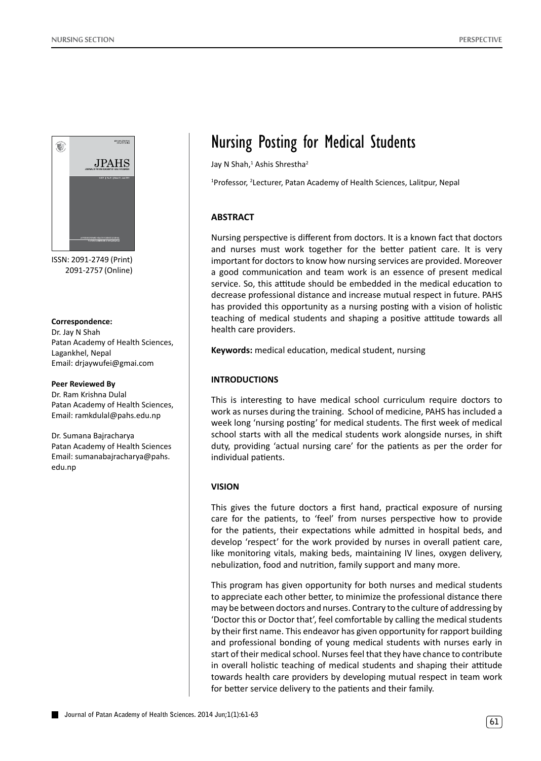# Nursing Posting for Medical Students

Jay N Shah,[1] Ashis Shrestha[2]

[1]Professor, [2]Lecturer, Patan Academy of Health Sciences, Lalitpur, Nepal

ISSN: 2091-2749 (Print)
2091-2757 (Online)

**Correspondence:**
Dr. Jay N Shah
Patan Academy of Health Sciences,
Lagankhel, Nepal
Email: drjaywufei@gmai.com

**Peer Reviewed By**
Dr. Ram Krishna Dulal
Patan Academy of Health Sciences,
Email: ramkdulal@pahs.edu.np

Dr. Sumana Bajracharya
Patan Academy of Health Sciences
Email: sumanabajracharya@pahs.edu.np

## ABSTRACT

Nursing perspective is different from doctors. It is a known fact that doctors and nurses must work together for the better patient care. It is very important for doctors to know how nursing services are provided. Moreover a good communication and team work is an essence of present medical service. So, this attitude should be embedded in the medical education to decrease professional distance and increase mutual respect in future. PAHS has provided this opportunity as a nursing posting with a vision of holistic teaching of medical students and shaping a positive attitude towards all health care providers.

**Keywords:** medical education, medical student, nursing

## INTRODUCTIONS

This is interesting to have medical school curriculum require doctors to work as nurses during the training. School of medicine, PAHS has included a week long 'nursing posting' for medical students. The first week of medical school starts with all the medical students work alongside nurses, in shift duty, providing 'actual nursing care' for the patients as per the order for individual patients.

## VISION

This gives the future doctors a first hand, practical exposure of nursing care for the patients, to 'feel' from nurses perspective how to provide for the patients, their expectations while admitted in hospital beds, and develop 'respect' for the work provided by nurses in overall patient care, like monitoring vitals, making beds, maintaining IV lines, oxygen delivery, nebulization, food and nutrition, family support and many more.

This program has given opportunity for both nurses and medical students to appreciate each other better, to minimize the professional distance there may be between doctors and nurses. Contrary to the culture of addressing by 'Doctor this or Doctor that', feel comfortable by calling the medical students by their first name. This endeavor has given opportunity for rapport building and professional bonding of young medical students with nurses early in start of their medical school. Nurses feel that they have chance to contribute in overall holistic teaching of medical students and shaping their attitude towards health care providers by developing mutual respect in team work for better service delivery to the patients and their family.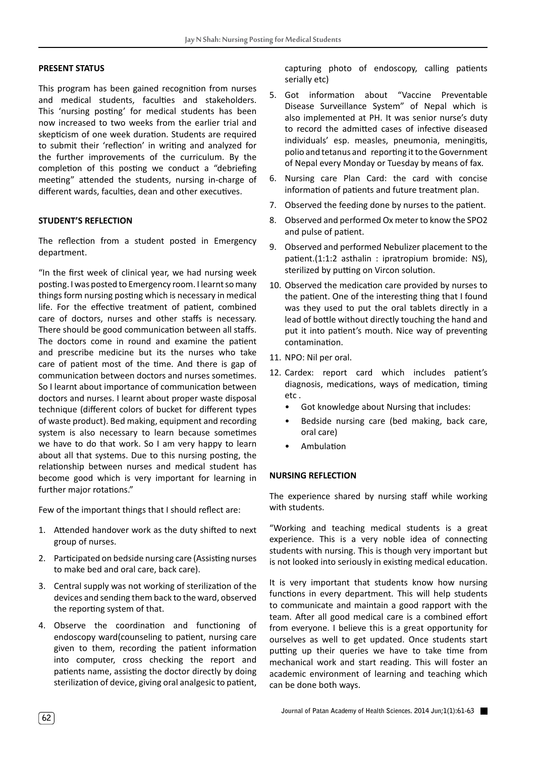## PRESENT STATUS

This program has been gained recognition from nurses and medical students, faculties and stakeholders. This 'nursing posting' for medical students has been now increased to two weeks from the earlier trial and skepticism of one week duration. Students are required to submit their 'reflection' in writing and analyzed for the further improvements of the curriculum. By the completion of this posting we conduct a "debriefing meeting" attended the students, nursing in-charge of different wards, faculties, dean and other executives.

## STUDENT'S REFLECTION

The reflection from a student posted in Emergency department.

"In the first week of clinical year, we had nursing week posting. I was posted to Emergency room. I learnt so many things form nursing posting which is necessary in medical life. For the effective treatment of patient, combined care of doctors, nurses and other staffs is necessary. There should be good communication between all staffs. The doctors come in round and examine the patient and prescribe medicine but its the nurses who take care of patient most of the time. And there is gap of communication between doctors and nurses sometimes. So I learnt about importance of communication between doctors and nurses. I learnt about proper waste disposal technique (different colors of bucket for different types of waste product). Bed making, equipment and recording system is also necessary to learn because sometimes we have to do that work. So I am very happy to learn about all that systems. Due to this nursing posting, the relationship between nurses and medical student has become good which is very important for learning in further major rotations."

Few of the important things that I should reflect are:

1. Attended handover work as the duty shifted to next group of nurses.
2. Participated on bedside nursing care (Assisting nurses to make bed and oral care, back care).
3. Central supply was not working of sterilization of the devices and sending them back to the ward, observed the reporting system of that.
4. Observe the coordination and functioning of endoscopy ward(counseling to patient, nursing care given to them, recording the patient information into computer, cross checking the report and patients name, assisting the doctor directly by doing sterilization of device, giving oral analgesic to patient, capturing photo of endoscopy, calling patients serially etc)
5. Got information about "Vaccine Preventable Disease Surveillance System" of Nepal which is also implemented at PH. It was senior nurse's duty to record the admitted cases of infective diseased individuals' esp. measles, pneumonia, meningitis, polio and tetanus and reporting it to the Government of Nepal every Monday or Tuesday by means of fax.
6. Nursing care Plan Card: the card with concise information of patients and future treatment plan.
7. Observed the feeding done by nurses to the patient.
8. Observed and performed Ox meter to know the SPO2 and pulse of patient.
9. Observed and performed Nebulizer placement to the patient.(1:1:2 asthalin : ipratropium bromide: NS), sterilized by putting on Vircon solution.
10. Observed the medication care provided by nurses to the patient. One of the interesting thing that I found was they used to put the oral tablets directly in a lead of bottle without directly touching the hand and put it into patient's mouth. Nice way of preventing contamination.
11. NPO: Nil per oral.
12. Cardex: report card which includes patient's diagnosis, medications, ways of medication, timing etc .
    - Got knowledge about Nursing that includes:
    - Bedside nursing care (bed making, back care, oral care)
    - Ambulation

## NURSING REFLECTION

The experience shared by nursing staff while working with students.

"Working and teaching medical students is a great experience. This is a very noble idea of connecting students with nursing. This is though very important but is not looked into seriously in existing medical education.

It is very important that students know how nursing functions in every department. This will help students to communicate and maintain a good rapport with the team. After all good medical care is a combined effort from everyone. I believe this is a great opportunity for ourselves as well to get updated. Once students start putting up their queries we have to take time from mechanical work and start reading. This will foster an academic environment of learning and teaching which can be done both ways.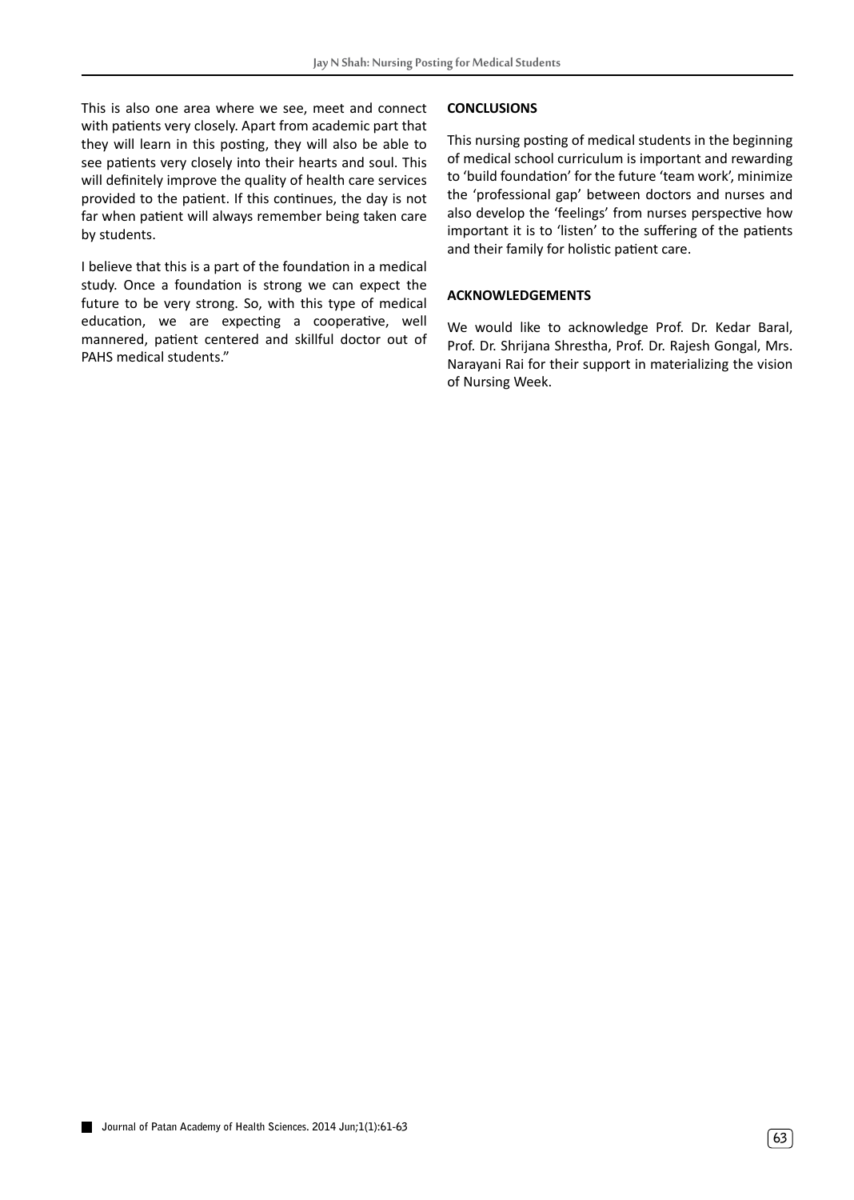This is also one area where we see, meet and connect with patients very closely. Apart from academic part that they will learn in this posting, they will also be able to see patients very closely into their hearts and soul. This will definitely improve the quality of health care services provided to the patient. If this continues, the day is not far when patient will always remember being taken care by students.

I believe that this is a part of the foundation in a medical study. Once a foundation is strong we can expect the future to be very strong. So, with this type of medical education, we are expecting a cooperative, well mannered, patient centered and skillful doctor out of PAHS medical students."

## CONCLUSIONS

This nursing posting of medical students in the beginning of medical school curriculum is important and rewarding to 'build foundation' for the future 'team work', minimize the 'professional gap' between doctors and nurses and also develop the 'feelings' from nurses perspective how important it is to 'listen' to the suffering of the patients and their family for holistic patient care.

## ACKNOWLEDGEMENTS

We would like to acknowledge Prof. Dr. Kedar Baral, Prof. Dr. Shrijana Shrestha, Prof. Dr. Rajesh Gongal, Mrs. Narayani Rai for their support in materializing the vision of Nursing Week.